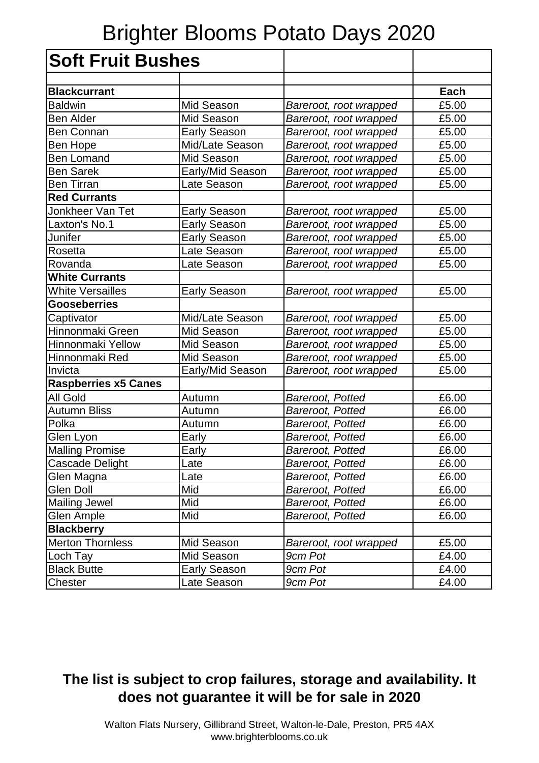# Brighter Blooms Potato Days 2020

| **Soft Fruit Bushes** | | | |
|---|---|---|---|
| | | | |
| **Blackcurrant** | | | **Each** |
| Baldwin | Mid Season | *Bareroot, root wrapped* | £5.00 |
| Ben Alder | Mid Season | *Bareroot, root wrapped* | £5.00 |
| Ben Connan | Early Season | *Bareroot, root wrapped* | £5.00 |
| Ben Hope | Mid/Late Season | *Bareroot, root wrapped* | £5.00 |
| Ben Lomand | Mid Season | *Bareroot, root wrapped* | £5.00 |
| Ben Sarek | Early/Mid Season | *Bareroot, root wrapped* | £5.00 |
| Ben Tirran | Late Season | *Bareroot, root wrapped* | £5.00 |
| **Red Currants** | | | |
| Jonkheer Van Tet | Early Season | *Bareroot, root wrapped* | £5.00 |
| Laxton's No.1 | Early Season | *Bareroot, root wrapped* | £5.00 |
| Junifer | Early Season | *Bareroot, root wrapped* | £5.00 |
| Rosetta | Late Season | *Bareroot, root wrapped* | £5.00 |
| Rovanda | Late Season | *Bareroot, root wrapped* | £5.00 |
| **White Currants** | | | |
| White Versailles | Early Season | *Bareroot, root wrapped* | £5.00 |
| **Gooseberries** | | | |
| Captivator | Mid/Late Season | *Bareroot, root wrapped* | £5.00 |
| Hinnonmaki Green | Mid Season | *Bareroot, root wrapped* | £5.00 |
| Hinnonmaki Yellow | Mid Season | *Bareroot, root wrapped* | £5.00 |
| Hinnonmaki Red | Mid Season | *Bareroot, root wrapped* | £5.00 |
| Invicta | Early/Mid Season | *Bareroot, root wrapped* | £5.00 |
| **Raspberries x5 Canes** | | | |
| All Gold | Autumn | *Bareroot, Potted* | £6.00 |
| Autumn Bliss | Autumn | *Bareroot, Potted* | £6.00 |
| Polka | Autumn | *Bareroot, Potted* | £6.00 |
| Glen Lyon | Early | *Bareroot, Potted* | £6.00 |
| Malling Promise | Early | *Bareroot, Potted* | £6.00 |
| Cascade Delight | Late | *Bareroot, Potted* | £6.00 |
| Glen Magna | Late | *Bareroot, Potted* | £6.00 |
| Glen Doll | Mid | *Bareroot, Potted* | £6.00 |
| Mailing Jewel | Mid | *Bareroot, Potted* | £6.00 |
| Glen Ample | Mid | *Bareroot, Potted* | £6.00 |
| **Blackberry** | | | |
| Merton Thornless | Mid Season | *Bareroot, root wrapped* | £5.00 |
| Loch Tay | Mid Season | *9cm Pot* | £4.00 |
| Black Butte | Early Season | *9cm Pot* | £4.00 |
| Chester | Late Season | *9cm Pot* | £4.00 |

**The list is subject to crop failures, storage and availability. It does not guarantee it will be for sale in 2020**

Walton Flats Nursery, Gillibrand Street, Walton-le-Dale, Preston, PR5 4AX
www.brighterblooms.co.uk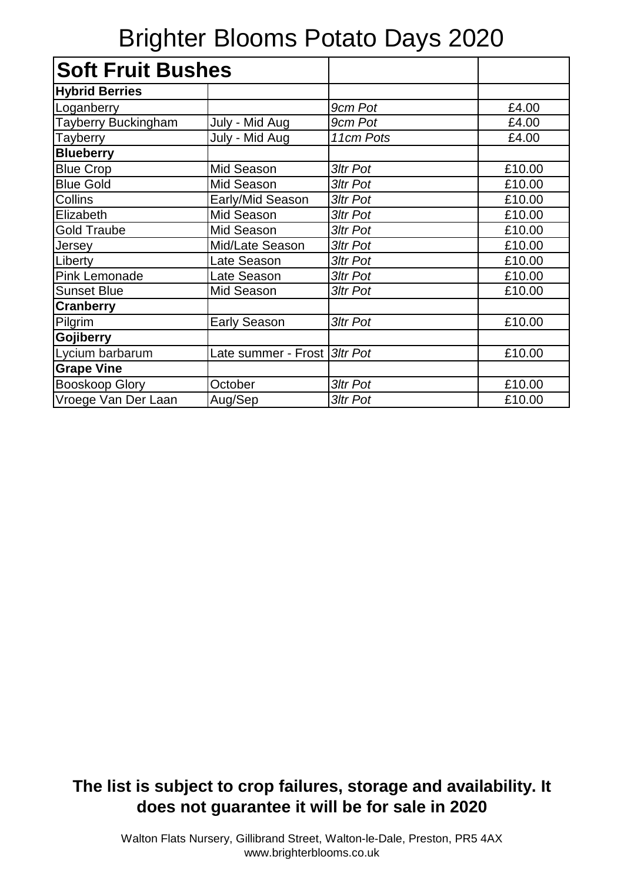# Brighter Blooms Potato Days 2020

| Soft Fruit Bushes | | | |
|---|---|---|---|
| **Hybrid Berries** | | | |
| Loganberry | | *9cm Pot* | £4.00 |
| Tayberry Buckingham | July - Mid Aug | *9cm Pot* | £4.00 |
| Tayberry | July - Mid Aug | *11cm Pots* | £4.00 |
| **Blueberry** | | | |
| Blue Crop | Mid Season | *3ltr Pot* | £10.00 |
| Blue Gold | Mid Season | *3ltr Pot* | £10.00 |
| Collins | Early/Mid Season | *3ltr Pot* | £10.00 |
| Elizabeth | Mid Season | *3ltr Pot* | £10.00 |
| Gold Traube | Mid Season | *3ltr Pot* | £10.00 |
| Jersey | Mid/Late Season | *3ltr Pot* | £10.00 |
| Liberty | Late Season | *3ltr Pot* | £10.00 |
| Pink Lemonade | Late Season | *3ltr Pot* | £10.00 |
| Sunset Blue | Mid Season | *3ltr Pot* | £10.00 |
| **Cranberry** | | | |
| Pilgrim | Early Season | *3ltr Pot* | £10.00 |
| **Gojiberry** | | | |
| Lycium barbarum | Late summer - Frost | *3ltr Pot* | £10.00 |
| **Grape Vine** | | | |
| Booskoop Glory | October | *3ltr Pot* | £10.00 |
| Vroege Van Der Laan | Aug/Sep | *3ltr Pot* | £10.00 |

**The list is subject to crop failures, storage and availability. It does not guarantee it will be for sale in 2020**

Walton Flats Nursery, Gillibrand Street, Walton-le-Dale, Preston, PR5 4AX
www.brighterblooms.co.uk